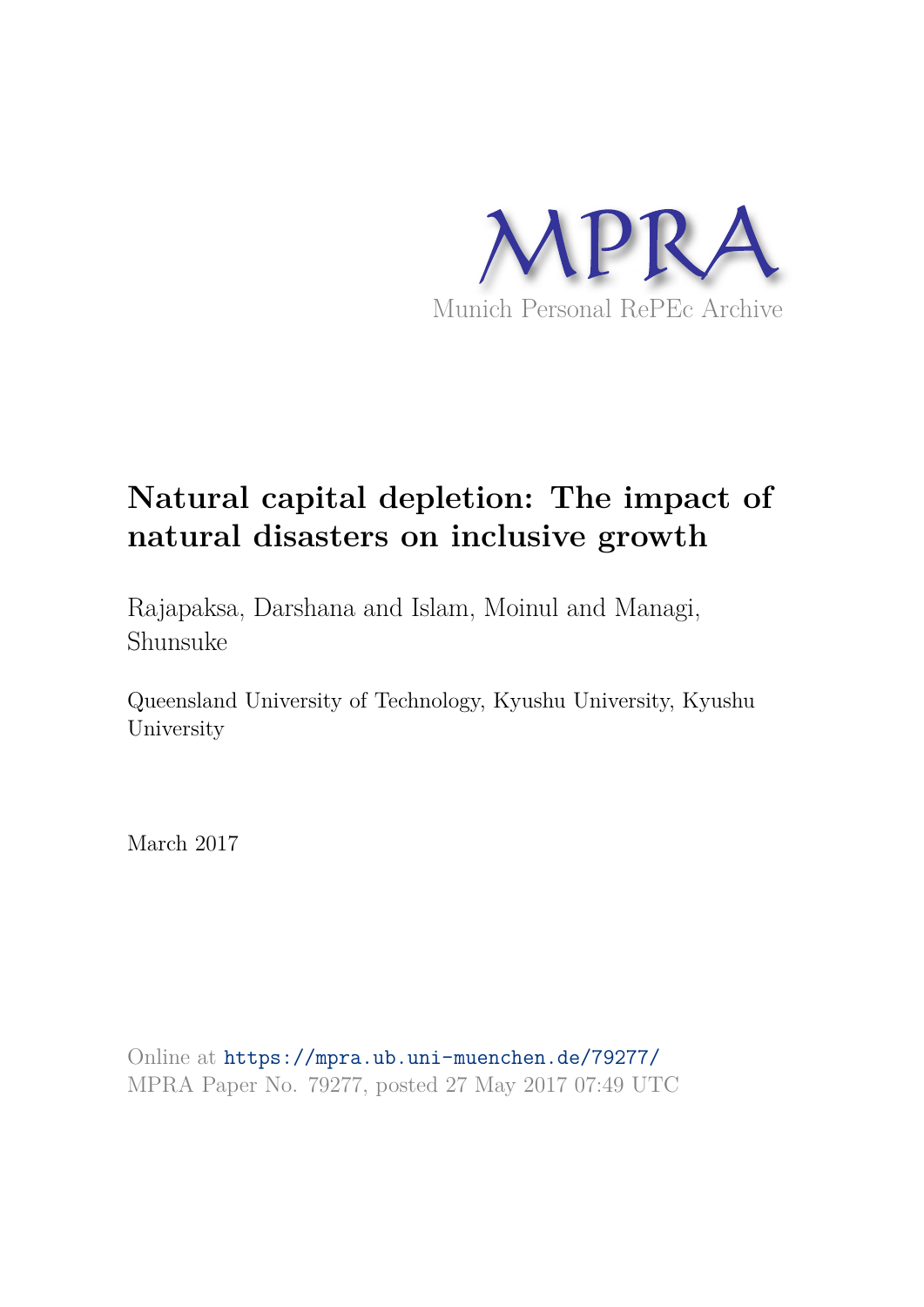MPRA

Munich Personal RePEc Archive

# Natural capital depletion: The impact of natural disasters on inclusive growth

Rajapaksa, Darshana and Islam, Moinul and Managi, Shunsuke

Queensland University of Technology, Kyushu University, Kyushu University

March 2017

Online at https://mpra.ub.uni-muenchen.de/79277/
MPRA Paper No. 79277, posted 27 May 2017 07:49 UTC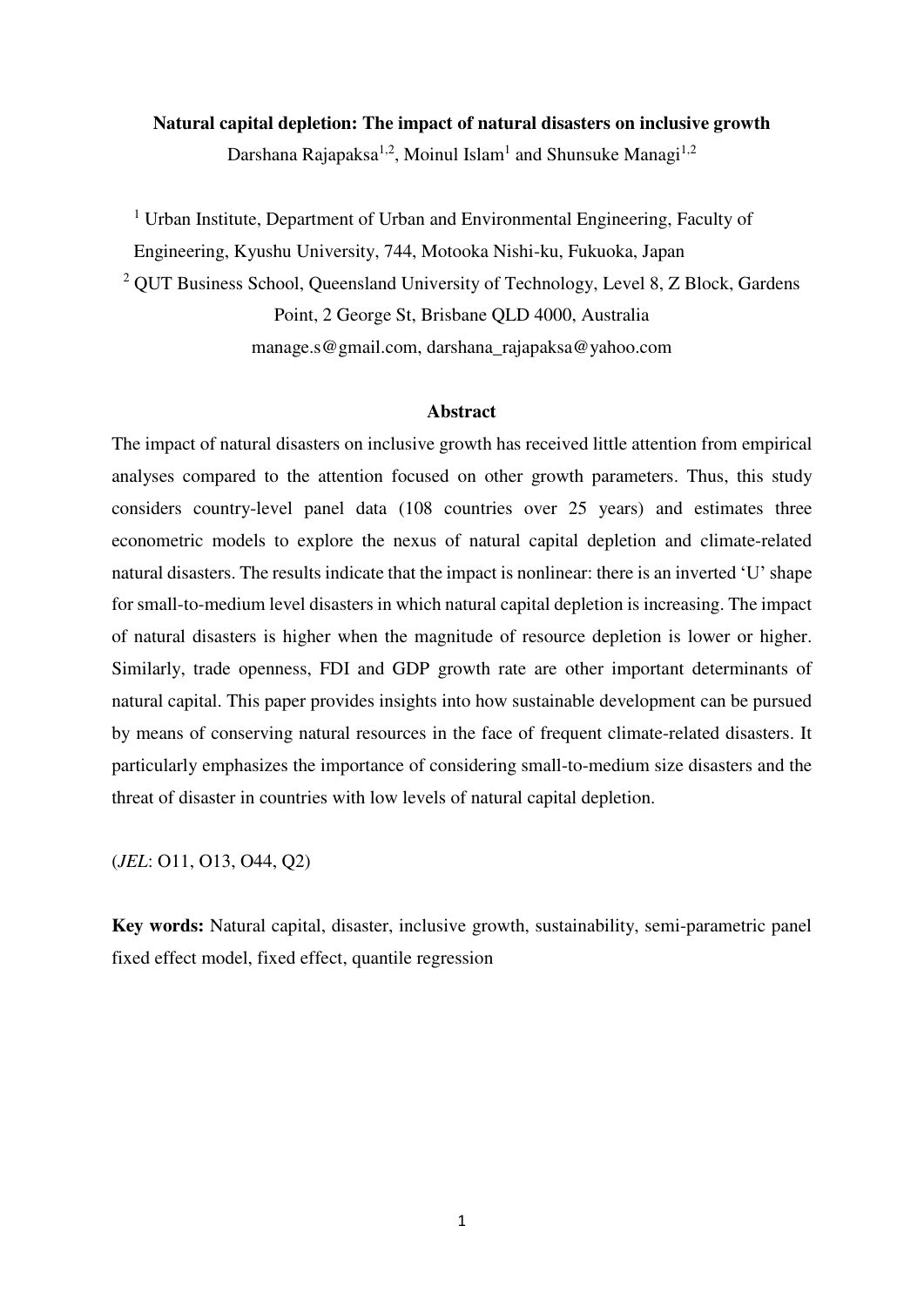**Natural capital depletion: The impact of natural disasters on inclusive growth**

Darshana Rajapaksa[1,2], Moinul Islam[1] and Shunsuke Managi[1,2]

[1] Urban Institute, Department of Urban and Environmental Engineering, Faculty of Engineering, Kyushu University, 744, Motooka Nishi-ku, Fukuoka, Japan

[2] QUT Business School, Queensland University of Technology, Level 8, Z Block, Gardens Point, 2 George St, Brisbane QLD 4000, Australia

manage.s@gmail.com, darshana_rajapaksa@yahoo.com

## Abstract

The impact of natural disasters on inclusive growth has received little attention from empirical analyses compared to the attention focused on other growth parameters. Thus, this study considers country-level panel data (108 countries over 25 years) and estimates three econometric models to explore the nexus of natural capital depletion and climate-related natural disasters. The results indicate that the impact is nonlinear: there is an inverted 'U' shape for small-to-medium level disasters in which natural capital depletion is increasing. The impact of natural disasters is higher when the magnitude of resource depletion is lower or higher. Similarly, trade openness, FDI and GDP growth rate are other important determinants of natural capital. This paper provides insights into how sustainable development can be pursued by means of conserving natural resources in the face of frequent climate-related disasters. It particularly emphasizes the importance of considering small-to-medium size disasters and the threat of disaster in countries with low levels of natural capital depletion.

(*JEL*: O11, O13, O44, Q2)

**Key words:** Natural capital, disaster, inclusive growth, sustainability, semi-parametric panel fixed effect model, fixed effect, quantile regression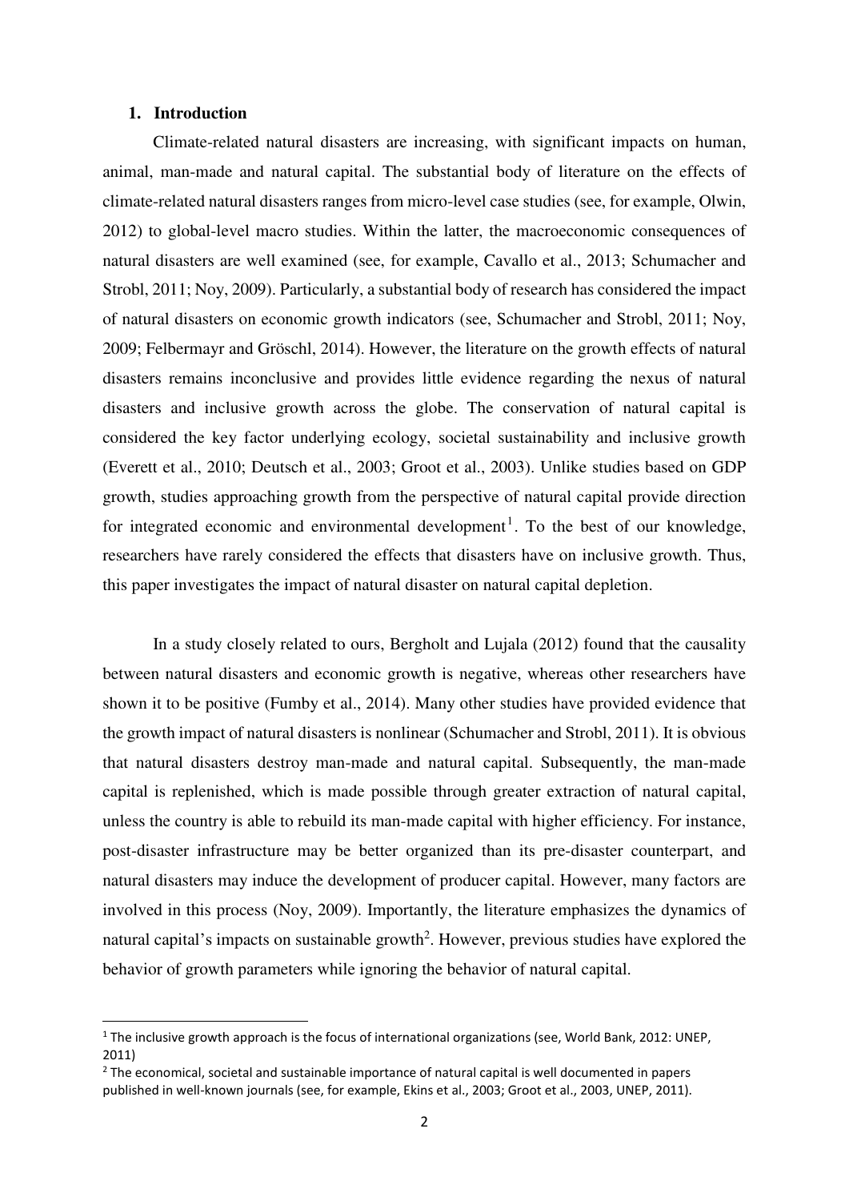## 1. Introduction

Climate-related natural disasters are increasing, with significant impacts on human, animal, man-made and natural capital. The substantial body of literature on the effects of climate-related natural disasters ranges from micro-level case studies (see, for example, Olwin, 2012) to global-level macro studies. Within the latter, the macroeconomic consequences of natural disasters are well examined (see, for example, Cavallo et al., 2013; Schumacher and Strobl, 2011; Noy, 2009). Particularly, a substantial body of research has considered the impact of natural disasters on economic growth indicators (see, Schumacher and Strobl, 2011; Noy, 2009; Felbermayr and Gröschl, 2014). However, the literature on the growth effects of natural disasters remains inconclusive and provides little evidence regarding the nexus of natural disasters and inclusive growth across the globe. The conservation of natural capital is considered the key factor underlying ecology, societal sustainability and inclusive growth (Everett et al., 2010; Deutsch et al., 2003; Groot et al., 2003). Unlike studies based on GDP growth, studies approaching growth from the perspective of natural capital provide direction for integrated economic and environmental development[1]. To the best of our knowledge, researchers have rarely considered the effects that disasters have on inclusive growth. Thus, this paper investigates the impact of natural disaster on natural capital depletion.

In a study closely related to ours, Bergholt and Lujala (2012) found that the causality between natural disasters and economic growth is negative, whereas other researchers have shown it to be positive (Fumby et al., 2014). Many other studies have provided evidence that the growth impact of natural disasters is nonlinear (Schumacher and Strobl, 2011). It is obvious that natural disasters destroy man-made and natural capital. Subsequently, the man-made capital is replenished, which is made possible through greater extraction of natural capital, unless the country is able to rebuild its man-made capital with higher efficiency. For instance, post-disaster infrastructure may be better organized than its pre-disaster counterpart, and natural disasters may induce the development of producer capital. However, many factors are involved in this process (Noy, 2009). Importantly, the literature emphasizes the dynamics of natural capital's impacts on sustainable growth[2]. However, previous studies have explored the behavior of growth parameters while ignoring the behavior of natural capital.

---

[1] The inclusive growth approach is the focus of international organizations (see, World Bank, 2012: UNEP, 2011)

[2] The economical, societal and sustainable importance of natural capital is well documented in papers published in well-known journals (see, for example, Ekins et al., 2003; Groot et al., 2003, UNEP, 2011).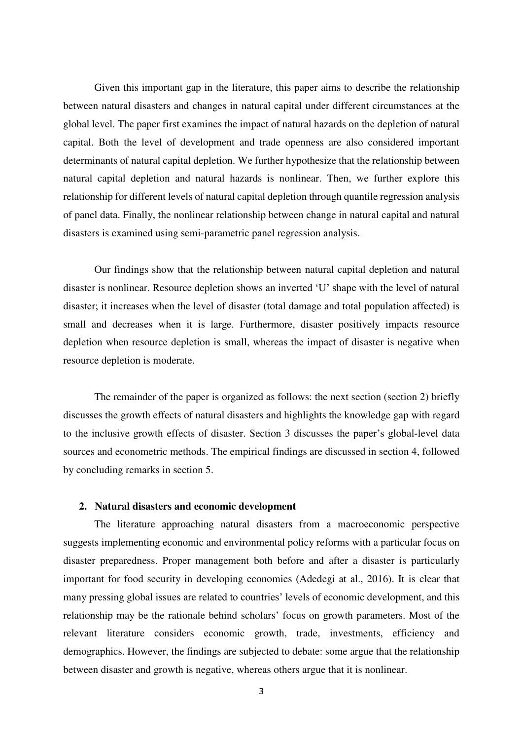Given this important gap in the literature, this paper aims to describe the relationship between natural disasters and changes in natural capital under different circumstances at the global level. The paper first examines the impact of natural hazards on the depletion of natural capital. Both the level of development and trade openness are also considered important determinants of natural capital depletion. We further hypothesize that the relationship between natural capital depletion and natural hazards is nonlinear. Then, we further explore this relationship for different levels of natural capital depletion through quantile regression analysis of panel data. Finally, the nonlinear relationship between change in natural capital and natural disasters is examined using semi-parametric panel regression analysis.

Our findings show that the relationship between natural capital depletion and natural disaster is nonlinear. Resource depletion shows an inverted 'U' shape with the level of natural disaster; it increases when the level of disaster (total damage and total population affected) is small and decreases when it is large. Furthermore, disaster positively impacts resource depletion when resource depletion is small, whereas the impact of disaster is negative when resource depletion is moderate.

The remainder of the paper is organized as follows: the next section (section 2) briefly discusses the growth effects of natural disasters and highlights the knowledge gap with regard to the inclusive growth effects of disaster. Section 3 discusses the paper's global-level data sources and econometric methods. The empirical findings are discussed in section 4, followed by concluding remarks in section 5.

## 2. Natural disasters and economic development

The literature approaching natural disasters from a macroeconomic perspective suggests implementing economic and environmental policy reforms with a particular focus on disaster preparedness. Proper management both before and after a disaster is particularly important for food security in developing economies (Adedegi at al., 2016). It is clear that many pressing global issues are related to countries' levels of economic development, and this relationship may be the rationale behind scholars' focus on growth parameters. Most of the relevant literature considers economic growth, trade, investments, efficiency and demographics. However, the findings are subjected to debate: some argue that the relationship between disaster and growth is negative, whereas others argue that it is nonlinear.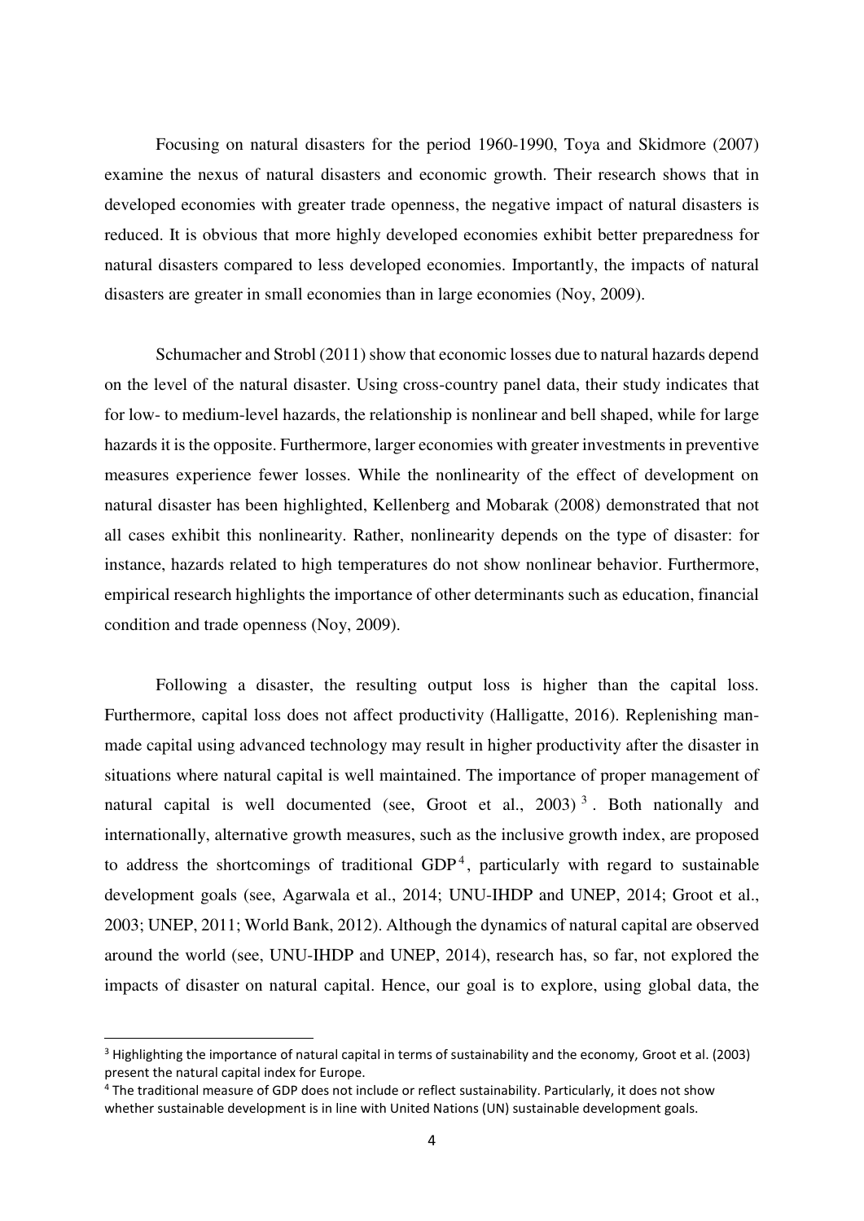Focusing on natural disasters for the period 1960-1990, Toya and Skidmore (2007) examine the nexus of natural disasters and economic growth. Their research shows that in developed economies with greater trade openness, the negative impact of natural disasters is reduced. It is obvious that more highly developed economies exhibit better preparedness for natural disasters compared to less developed economies. Importantly, the impacts of natural disasters are greater in small economies than in large economies (Noy, 2009).

Schumacher and Strobl (2011) show that economic losses due to natural hazards depend on the level of the natural disaster. Using cross-country panel data, their study indicates that for low- to medium-level hazards, the relationship is nonlinear and bell shaped, while for large hazards it is the opposite. Furthermore, larger economies with greater investments in preventive measures experience fewer losses. While the nonlinearity of the effect of development on natural disaster has been highlighted, Kellenberg and Mobarak (2008) demonstrated that not all cases exhibit this nonlinearity. Rather, nonlinearity depends on the type of disaster: for instance, hazards related to high temperatures do not show nonlinear behavior. Furthermore, empirical research highlights the importance of other determinants such as education, financial condition and trade openness (Noy, 2009).

Following a disaster, the resulting output loss is higher than the capital loss. Furthermore, capital loss does not affect productivity (Halligatte, 2016). Replenishing man-made capital using advanced technology may result in higher productivity after the disaster in situations where natural capital is well maintained. The importance of proper management of natural capital is well documented (see, Groot et al., 2003) [3]. Both nationally and internationally, alternative growth measures, such as the inclusive growth index, are proposed to address the shortcomings of traditional GDP[4], particularly with regard to sustainable development goals (see, Agarwala et al., 2014; UNU-IHDP and UNEP, 2014; Groot et al., 2003; UNEP, 2011; World Bank, 2012). Although the dynamics of natural capital are observed around the world (see, UNU-IHDP and UNEP, 2014), research has, so far, not explored the impacts of disaster on natural capital. Hence, our goal is to explore, using global data, the

---

[3] Highlighting the importance of natural capital in terms of sustainability and the economy, Groot et al. (2003) present the natural capital index for Europe.

[4] The traditional measure of GDP does not include or reflect sustainability. Particularly, it does not show whether sustainable development is in line with United Nations (UN) sustainable development goals.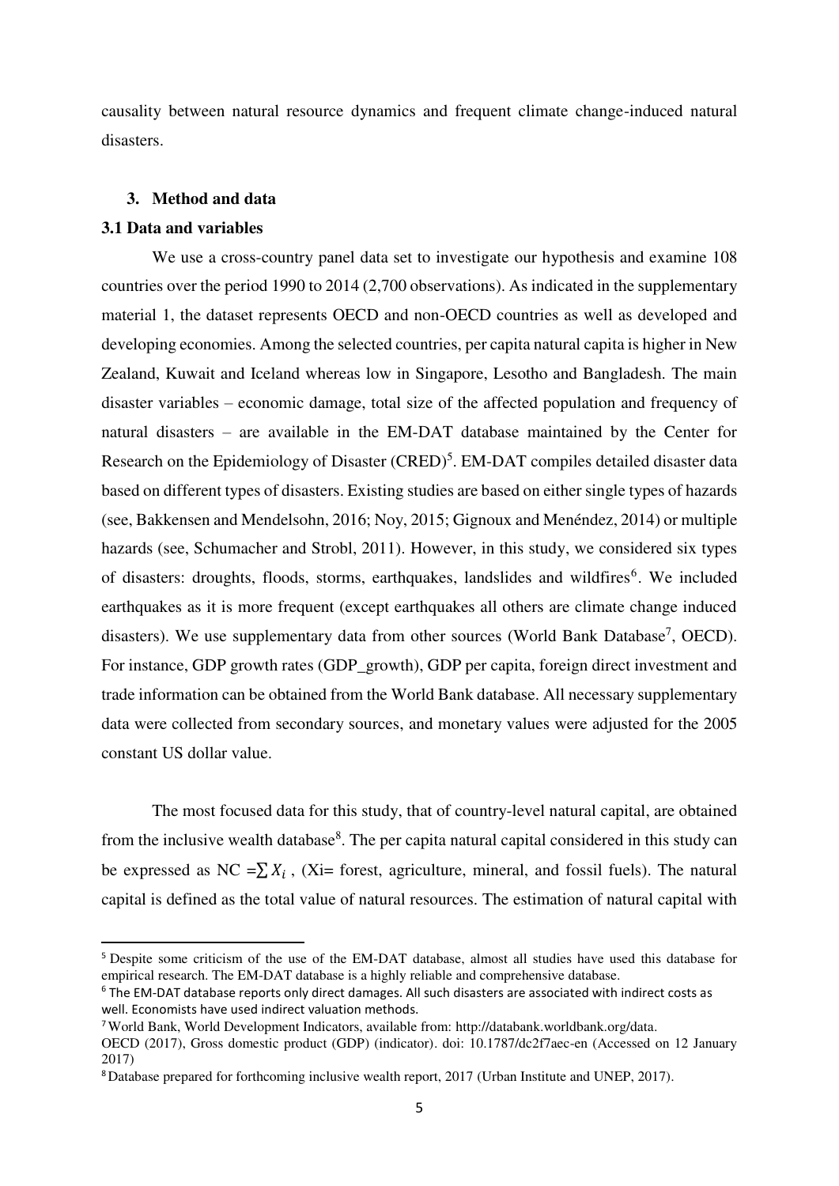causality between natural resource dynamics and frequent climate change-induced natural disasters.

## 3. Method and data

### 3.1 Data and variables

We use a cross-country panel data set to investigate our hypothesis and examine 108 countries over the period 1990 to 2014 (2,700 observations). As indicated in the supplementary material 1, the dataset represents OECD and non-OECD countries as well as developed and developing economies. Among the selected countries, per capita natural capita is higher in New Zealand, Kuwait and Iceland whereas low in Singapore, Lesotho and Bangladesh. The main disaster variables – economic damage, total size of the affected population and frequency of natural disasters – are available in the EM-DAT database maintained by the Center for Research on the Epidemiology of Disaster (CRED)[5]. EM-DAT compiles detailed disaster data based on different types of disasters. Existing studies are based on either single types of hazards (see, Bakkensen and Mendelsohn, 2016; Noy, 2015; Gignoux and Menéndez, 2014) or multiple hazards (see, Schumacher and Strobl, 2011). However, in this study, we considered six types of disasters: droughts, floods, storms, earthquakes, landslides and wildfires[6]. We included earthquakes as it is more frequent (except earthquakes all others are climate change induced disasters). We use supplementary data from other sources (World Bank Database[7], OECD). For instance, GDP growth rates (GDP_growth), GDP per capita, foreign direct investment and trade information can be obtained from the World Bank database. All necessary supplementary data were collected from secondary sources, and monetary values were adjusted for the 2005 constant US dollar value.

The most focused data for this study, that of country-level natural capital, are obtained from the inclusive wealth database[8]. The per capita natural capital considered in this study can be expressed as NC $=\sum X_i$ , (Xi= forest, agriculture, mineral, and fossil fuels). The natural capital is defined as the total value of natural resources. The estimation of natural capital with

[5] Despite some criticism of the use of the EM-DAT database, almost all studies have used this database for empirical research. The EM-DAT database is a highly reliable and comprehensive database.

[6] The EM-DAT database reports only direct damages. All such disasters are associated with indirect costs as well. Economists have used indirect valuation methods.

[7] World Bank, World Development Indicators, available from: http://databank.worldbank.org/data.
OECD (2017), Gross domestic product (GDP) (indicator). doi: 10.1787/dc2f7aec-en (Accessed on 12 January 2017)

[8] Database prepared for forthcoming inclusive wealth report, 2017 (Urban Institute and UNEP, 2017).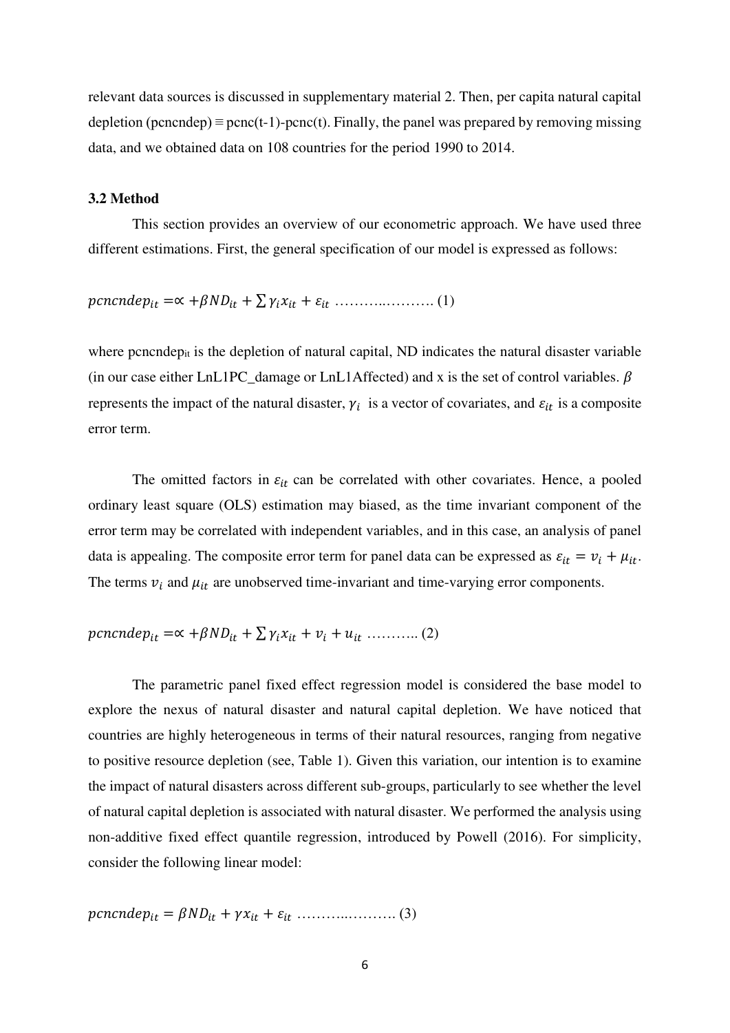relevant data sources is discussed in supplementary material 2. Then, per capita natural capital depletion (pcncndep) ≡ pcnc(t-1)-pcnc(t). Finally, the panel was prepared by removing missing data, and we obtained data on 108 countries for the period 1990 to 2014.

### 3.2 Method

This section provides an overview of our econometric approach. We have used three different estimations. First, the general specification of our model is expressed as follows:

$$pcncndep_{it} = \propto + \beta ND_{it} + \sum \gamma_i x_{it} + \varepsilon_{it} \text{ ………..………. (1)}$$

where $pcncndep_{it}$ is the depletion of natural capital, ND indicates the natural disaster variable (in our case either LnL1PC_damage or LnL1Affected) and x is the set of control variables. $\beta$ represents the impact of the natural disaster, $\gamma_i$ is a vector of covariates, and $\varepsilon_{it}$ is a composite error term.

The omitted factors in $\varepsilon_{it}$ can be correlated with other covariates. Hence, a pooled ordinary least square (OLS) estimation may biased, as the time invariant component of the error term may be correlated with independent variables, and in this case, an analysis of panel data is appealing. The composite error term for panel data can be expressed as $\varepsilon_{it} = v_i + \mu_{it}$. The terms $v_i$ and $\mu_{it}$ are unobserved time-invariant and time-varying error components.

$$pcncndep_{it} = \propto + \beta ND_{it} + \sum \gamma_i x_{it} + v_i + u_{it} \text{ ……….. (2)}$$

The parametric panel fixed effect regression model is considered the base model to explore the nexus of natural disaster and natural capital depletion. We have noticed that countries are highly heterogeneous in terms of their natural resources, ranging from negative to positive resource depletion (see, Table 1). Given this variation, our intention is to examine the impact of natural disasters across different sub-groups, particularly to see whether the level of natural capital depletion is associated with natural disaster. We performed the analysis using non-additive fixed effect quantile regression, introduced by Powell (2016). For simplicity, consider the following linear model:

$$pcncndep_{it} = \beta ND_{it} + \gamma x_{it} + \varepsilon_{it} \text{ ………..………. (3)}$$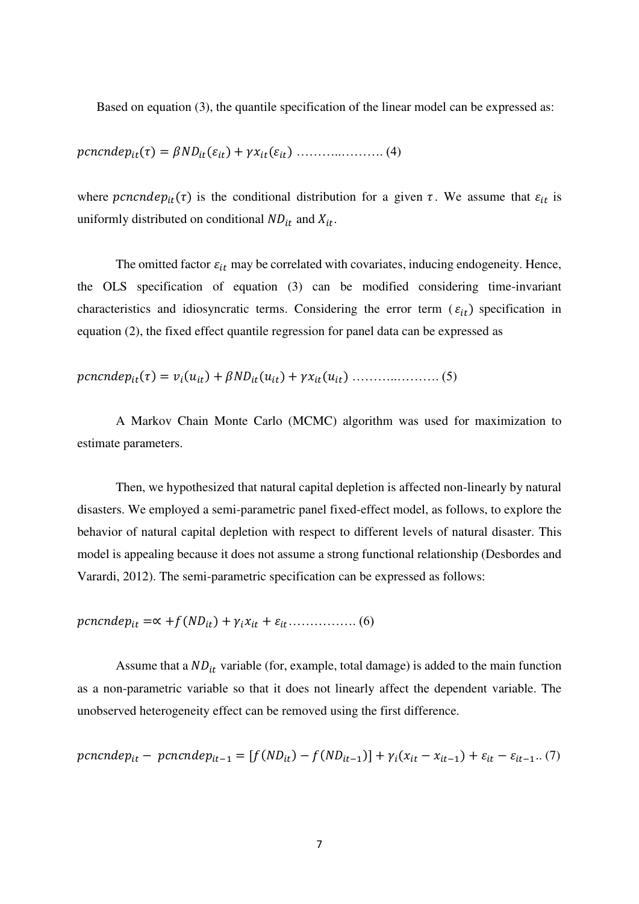Based on equation (3), the quantile specification of the linear model can be expressed as:

$$pcncndep_{it}(\tau) = \beta ND_{it}(\varepsilon_{it}) + \gamma x_{it}(\varepsilon_{it}) \text{ ………..………. (4)}$$

where $pcncndep_{it}(\tau)$ is the conditional distribution for a given $\tau$. We assume that $\varepsilon_{it}$ is uniformly distributed on conditional $ND_{it}$ and $X_{it}$.

The omitted factor $\varepsilon_{it}$ may be correlated with covariates, inducing endogeneity. Hence, the OLS specification of equation (3) can be modified considering time-invariant characteristics and idiosyncratic terms. Considering the error term ($\varepsilon_{it}$) specification in equation (2), the fixed effect quantile regression for panel data can be expressed as

$$pcncndep_{it}(\tau) = v_i(u_{it}) + \beta ND_{it}(u_{it}) + \gamma x_{it}(u_{it}) \text{ ………..………. (5)}$$

A Markov Chain Monte Carlo (MCMC) algorithm was used for maximization to estimate parameters.

Then, we hypothesized that natural capital depletion is affected non-linearly by natural disasters. We employed a semi-parametric panel fixed-effect model, as follows, to explore the behavior of natural capital depletion with respect to different levels of natural disaster. This model is appealing because it does not assume a strong functional relationship (Desbordes and Varardi, 2012). The semi-parametric specification can be expressed as follows:

$$pcncndep_{it} = \propto + f(ND_{it}) + \gamma_i x_{it} + \varepsilon_{it} \text{……………. (6)}$$

Assume that a $ND_{it}$ variable (for, example, total damage) is added to the main function as a non-parametric variable so that it does not linearly affect the dependent variable. The unobserved heterogeneity effect can be removed using the first difference.

$$pcncndep_{it} - pcncndep_{it-1} = [f(ND_{it}) - f(ND_{it-1})] + \gamma_i(x_{it} - x_{it-1}) + \varepsilon_{it} - \varepsilon_{it-1} \text{.. (7)}$$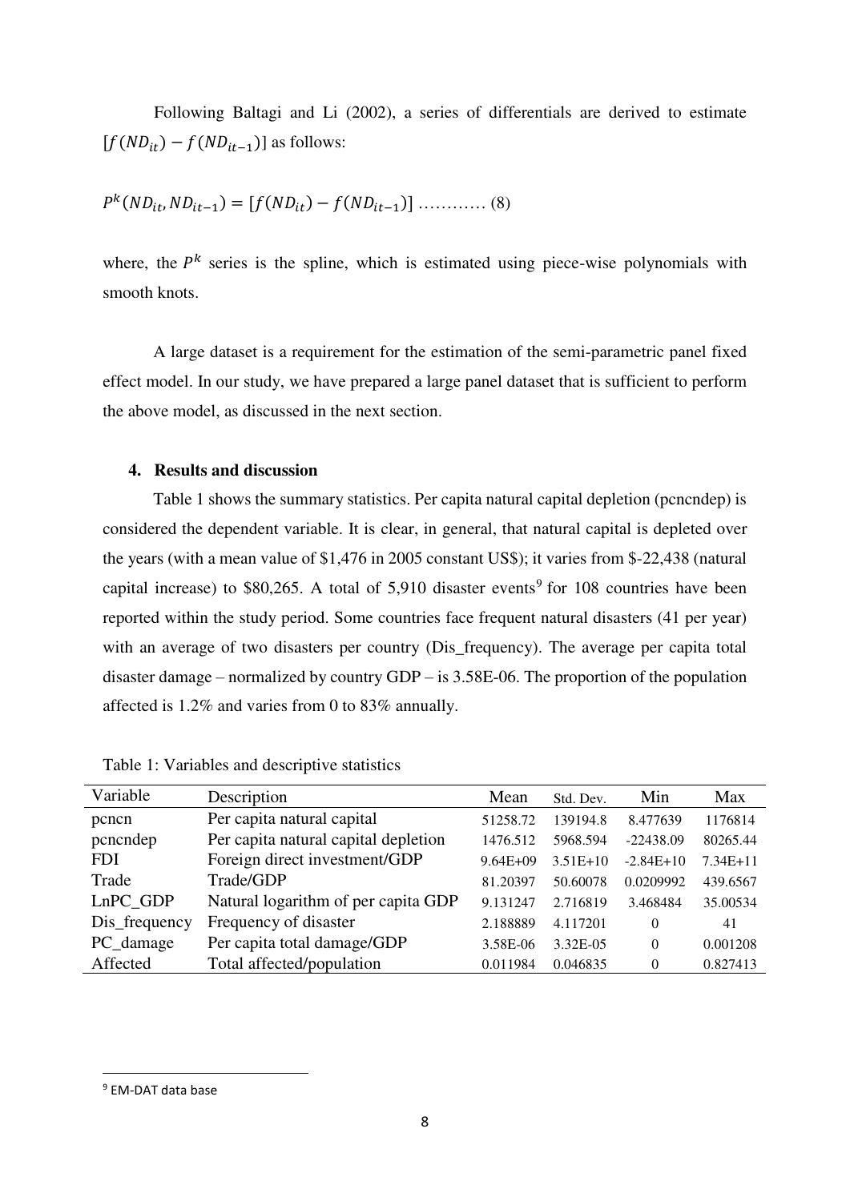Following Baltagi and Li (2002), a series of differentials are derived to estimate $[f(ND_{it}) - f(ND_{it-1})]$ as follows:

$$P^k(ND_{it}, ND_{it-1}) = [f(ND_{it}) - f(ND_{it-1})] \text{ ........... (8)}$$

where, the $P^k$ series is the spline, which is estimated using piece-wise polynomials with smooth knots.

A large dataset is a requirement for the estimation of the semi-parametric panel fixed effect model. In our study, we have prepared a large panel dataset that is sufficient to perform the above model, as discussed in the next section.

## 4. Results and discussion

Table 1 shows the summary statistics. Per capita natural capital depletion (pcncndep) is considered the dependent variable. It is clear, in general, that natural capital is depleted over the years (with a mean value of $1,476 in 2005 constant US$); it varies from $-22,438 (natural capital increase) to $80,265. A total of 5,910 disaster events[9] for 108 countries have been reported within the study period. Some countries face frequent natural disasters (41 per year) with an average of two disasters per country (Dis_frequency). The average per capita total disaster damage – normalized by country GDP – is 3.58E-06. The proportion of the population affected is 1.2% and varies from 0 to 83% annually.

Table 1: Variables and descriptive statistics

| Variable | Description | Mean | Std. Dev. | Min | Max |
|---|---|---|---|---|---|
| pcncn | Per capita natural capital | 51258.72 | 139194.8 | 8.477639 | 1176814 |
| pcncndep | Per capita natural capital depletion | 1476.512 | 5968.594 | -22438.09 | 80265.44 |
| FDI | Foreign direct investment/GDP | 9.64E+09 | 3.51E+10 | -2.84E+10 | 7.34E+11 |
| Trade | Trade/GDP | 81.20397 | 50.60078 | 0.0209992 | 439.6567 |
| LnPC_GDP | Natural logarithm of per capita GDP | 9.131247 | 2.716819 | 3.468484 | 35.00534 |
| Dis_frequency | Frequency of disaster | 2.188889 | 4.117201 | 0 | 41 |
| PC_damage | Per capita total damage/GDP | 3.58E-06 | 3.32E-05 | 0 | 0.001208 |
| Affected | Total affected/population | 0.011984 | 0.046835 | 0 | 0.827413 |

[9] EM-DAT data base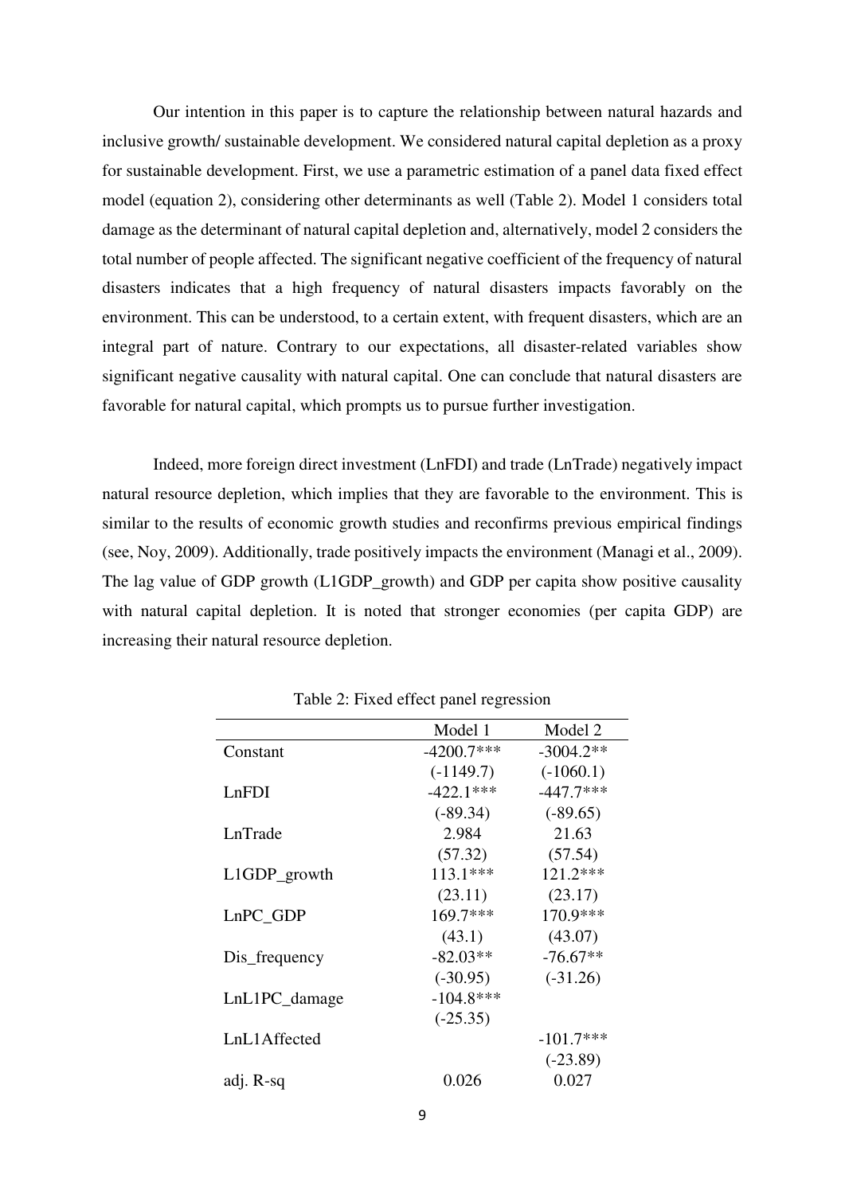Our intention in this paper is to capture the relationship between natural hazards and inclusive growth/ sustainable development. We considered natural capital depletion as a proxy for sustainable development. First, we use a parametric estimation of a panel data fixed effect model (equation 2), considering other determinants as well (Table 2). Model 1 considers total damage as the determinant of natural capital depletion and, alternatively, model 2 considers the total number of people affected. The significant negative coefficient of the frequency of natural disasters indicates that a high frequency of natural disasters impacts favorably on the environment. This can be understood, to a certain extent, with frequent disasters, which are an integral part of nature. Contrary to our expectations, all disaster-related variables show significant negative causality with natural capital. One can conclude that natural disasters are favorable for natural capital, which prompts us to pursue further investigation.

Indeed, more foreign direct investment (LnFDI) and trade (LnTrade) negatively impact natural resource depletion, which implies that they are favorable to the environment. This is similar to the results of economic growth studies and reconfirms previous empirical findings (see, Noy, 2009). Additionally, trade positively impacts the environment (Managi et al., 2009). The lag value of GDP growth (L1GDP_growth) and GDP per capita show positive causality with natural capital depletion. It is noted that stronger economies (per capita GDP) are increasing their natural resource depletion.

Table 2: Fixed effect panel regression

| | Model 1 | Model 2 |
|---|---|---|
| Constant | -4200.7*** | -3004.2** |
| | (-1149.7) | (-1060.1) |
| LnFDI | -422.1*** | -447.7*** |
| | (-89.34) | (-89.65) |
| LnTrade | 2.984 | 21.63 |
| | (57.32) | (57.54) |
| L1GDP_growth | 113.1*** | 121.2*** |
| | (23.11) | (23.17) |
| LnPC_GDP | 169.7*** | 170.9*** |
| | (43.1) | (43.07) |
| Dis_frequency | -82.03** | -76.67** |
| | (-30.95) | (-31.26) |
| LnL1PC_damage | -104.8*** | |
| | (-25.35) | |
| LnL1Affected | | -101.7*** |
| | | (-23.89) |
| adj. R-sq | 0.026 | 0.027 |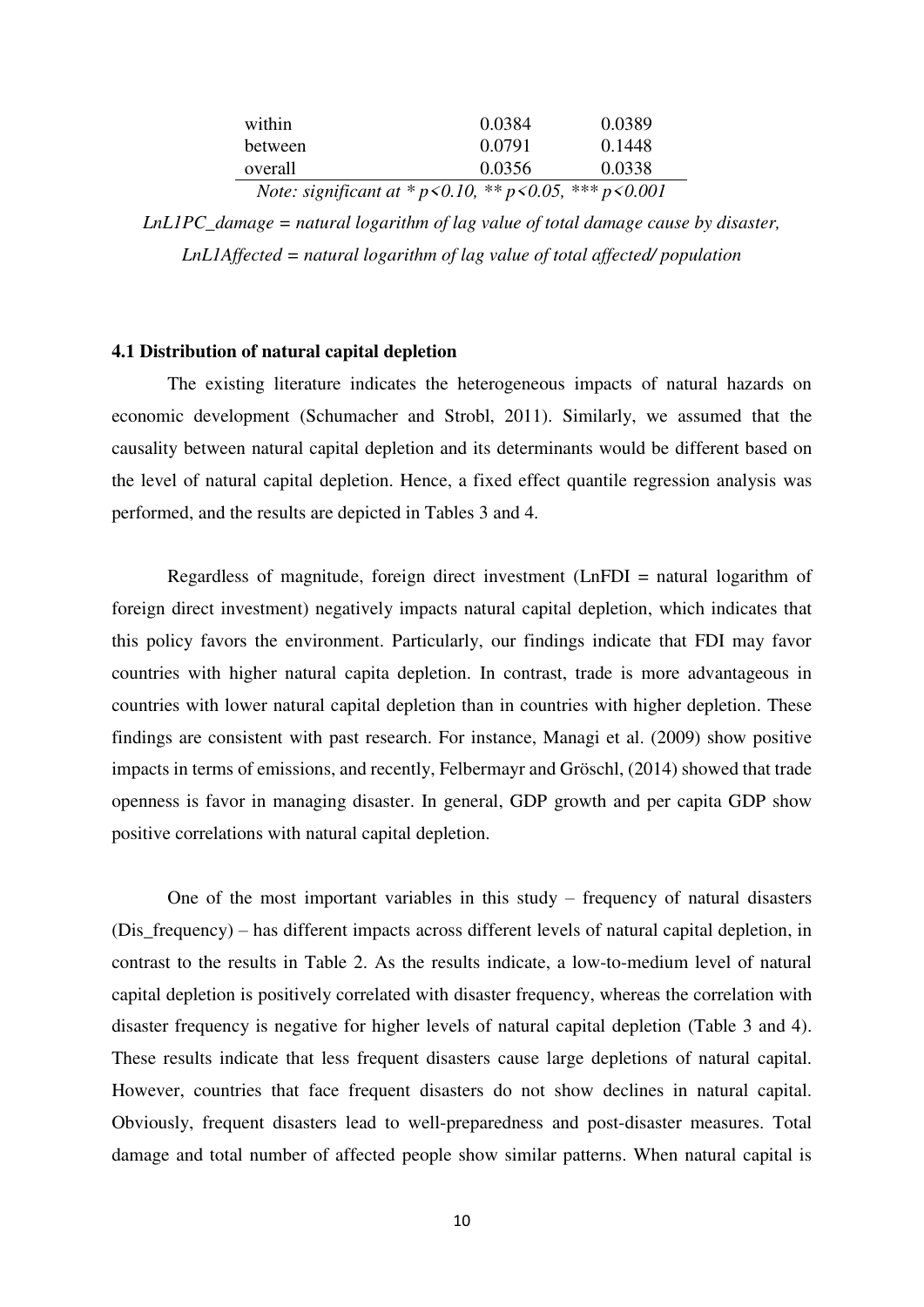| | | |
|---|---|---|
| within | 0.0384 | 0.0389 |
| between | 0.0791 | 0.1448 |
| overall | 0.0356 | 0.0338 |

*Note: significant at * $p<0.10$, ** $p<0.05$, *** $p<0.001$*

*LnL1PC_damage = natural logarithm of lag value of total damage cause by disaster, LnL1Affected = natural logarithm of lag value of total affected/ population*

### 4.1 Distribution of natural capital depletion

The existing literature indicates the heterogeneous impacts of natural hazards on economic development (Schumacher and Strobl, 2011). Similarly, we assumed that the causality between natural capital depletion and its determinants would be different based on the level of natural capital depletion. Hence, a fixed effect quantile regression analysis was performed, and the results are depicted in Tables 3 and 4.

Regardless of magnitude, foreign direct investment (LnFDI = natural logarithm of foreign direct investment) negatively impacts natural capital depletion, which indicates that this policy favors the environment. Particularly, our findings indicate that FDI may favor countries with higher natural capita depletion. In contrast, trade is more advantageous in countries with lower natural capital depletion than in countries with higher depletion. These findings are consistent with past research. For instance, Managi et al. (2009) show positive impacts in terms of emissions, and recently, Felbermayr and Gröschl, (2014) showed that trade openness is favor in managing disaster. In general, GDP growth and per capita GDP show positive correlations with natural capital depletion.

One of the most important variables in this study – frequency of natural disasters (Dis_frequency) – has different impacts across different levels of natural capital depletion, in contrast to the results in Table 2. As the results indicate, a low-to-medium level of natural capital depletion is positively correlated with disaster frequency, whereas the correlation with disaster frequency is negative for higher levels of natural capital depletion (Table 3 and 4). These results indicate that less frequent disasters cause large depletions of natural capital. However, countries that face frequent disasters do not show declines in natural capital. Obviously, frequent disasters lead to well-preparedness and post-disaster measures. Total damage and total number of affected people show similar patterns. When natural capital is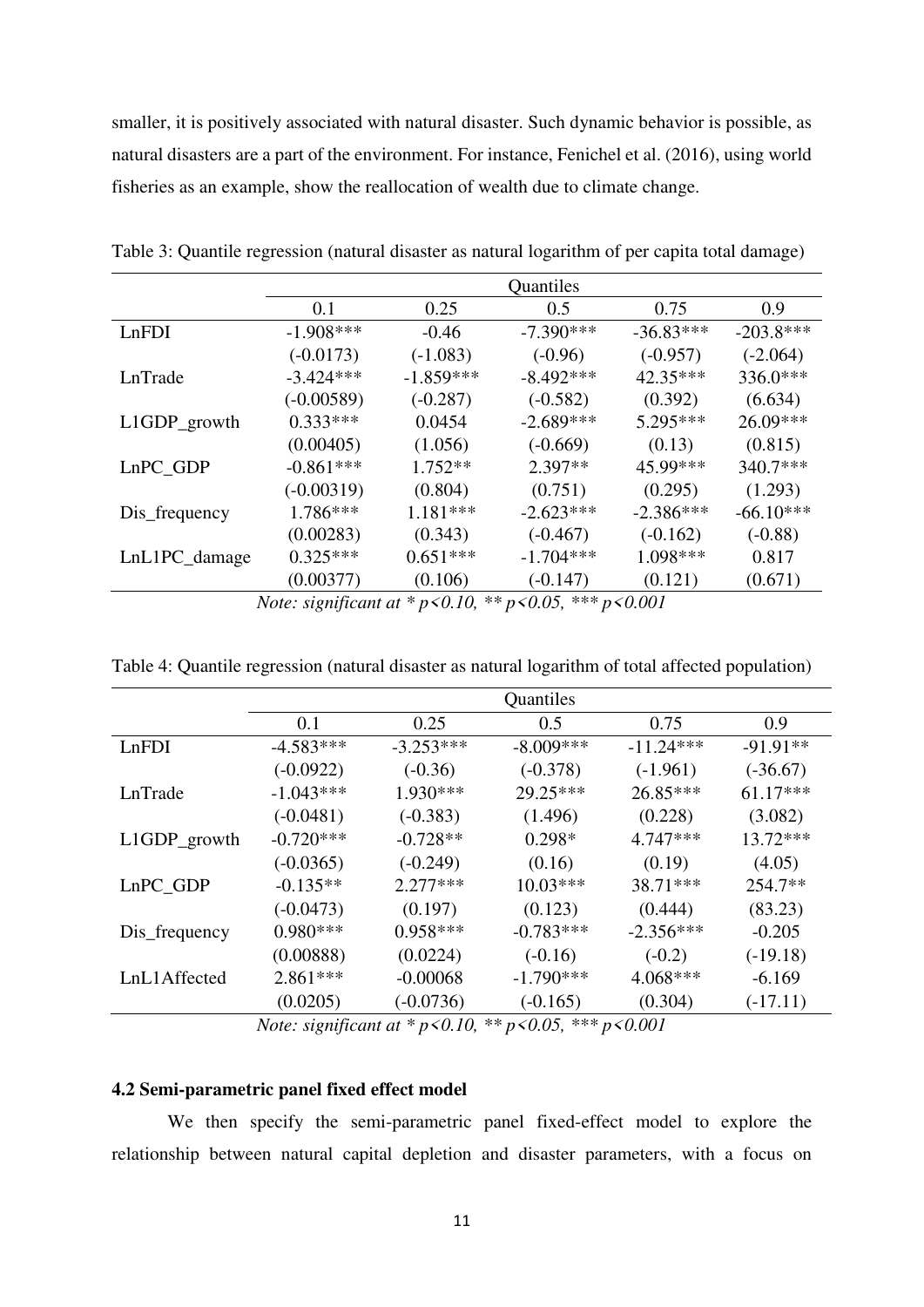smaller, it is positively associated with natural disaster. Such dynamic behavior is possible, as natural disasters are a part of the environment. For instance, Fenichel et al. (2016), using world fisheries as an example, show the reallocation of wealth due to climate change.

Table 3: Quantile regression (natural disaster as natural logarithm of per capita total damage)

| | Quantiles | | | | |
|---|---|---|---|---|---|
| | 0.1 | 0.25 | 0.5 | 0.75 | 0.9 |
| LnFDI | -1.908*** | -0.46 | -7.390*** | -36.83*** | -203.8*** |
| | (-0.0173) | (-1.083) | (-0.96) | (-0.957) | (-2.064) |
| LnTrade | -3.424*** | -1.859*** | -8.492*** | 42.35*** | 336.0*** |
| | (-0.00589) | (-0.287) | (-0.582) | (0.392) | (6.634) |
| L1GDP_growth | 0.333*** | 0.0454 | -2.689*** | 5.295*** | 26.09*** |
| | (0.00405) | (1.056) | (-0.669) | (0.13) | (0.815) |
| LnPC_GDP | -0.861*** | 1.752** | 2.397** | 45.99*** | 340.7*** |
| | (-0.00319) | (0.804) | (0.751) | (0.295) | (1.293) |
| Dis_frequency | 1.786*** | 1.181*** | -2.623*** | -2.386*** | -66.10*** |
| | (0.00283) | (0.343) | (-0.467) | (-0.162) | (-0.88) |
| LnL1PC_damage | 0.325*** | 0.651*** | -1.704*** | 1.098*** | 0.817 |
| | (0.00377) | (0.106) | (-0.147) | (0.121) | (0.671) |

*Note: significant at * p<0.10, ** p<0.05, *** p<0.001*

Table 4: Quantile regression (natural disaster as natural logarithm of total affected population)

| | Quantiles | | | | |
|---|---|---|---|---|---|
| | 0.1 | 0.25 | 0.5 | 0.75 | 0.9 |
| LnFDI | -4.583*** | -3.253*** | -8.009*** | -11.24*** | -91.91** |
| | (-0.0922) | (-0.36) | (-0.378) | (-1.961) | (-36.67) |
| LnTrade | -1.043*** | 1.930*** | 29.25*** | 26.85*** | 61.17*** |
| | (-0.0481) | (-0.383) | (1.496) | (0.228) | (3.082) |
| L1GDP_growth | -0.720*** | -0.728** | 0.298* | 4.747*** | 13.72*** |
| | (-0.0365) | (-0.249) | (0.16) | (0.19) | (4.05) |
| LnPC_GDP | -0.135** | 2.277*** | 10.03*** | 38.71*** | 254.7** |
| | (-0.0473) | (0.197) | (0.123) | (0.444) | (83.23) |
| Dis_frequency | 0.980*** | 0.958*** | -0.783*** | -2.356*** | -0.205 |
| | (0.00888) | (0.0224) | (-0.16) | (-0.2) | (-19.18) |
| LnL1Affected | 2.861*** | -0.00068 | -1.790*** | 4.068*** | -6.169 |
| | (0.0205) | (-0.0736) | (-0.165) | (0.304) | (-17.11) |

*Note: significant at * p<0.10, ** p<0.05, *** p<0.001*

### 4.2 Semi-parametric panel fixed effect model

We then specify the semi-parametric panel fixed-effect model to explore the relationship between natural capital depletion and disaster parameters, with a focus on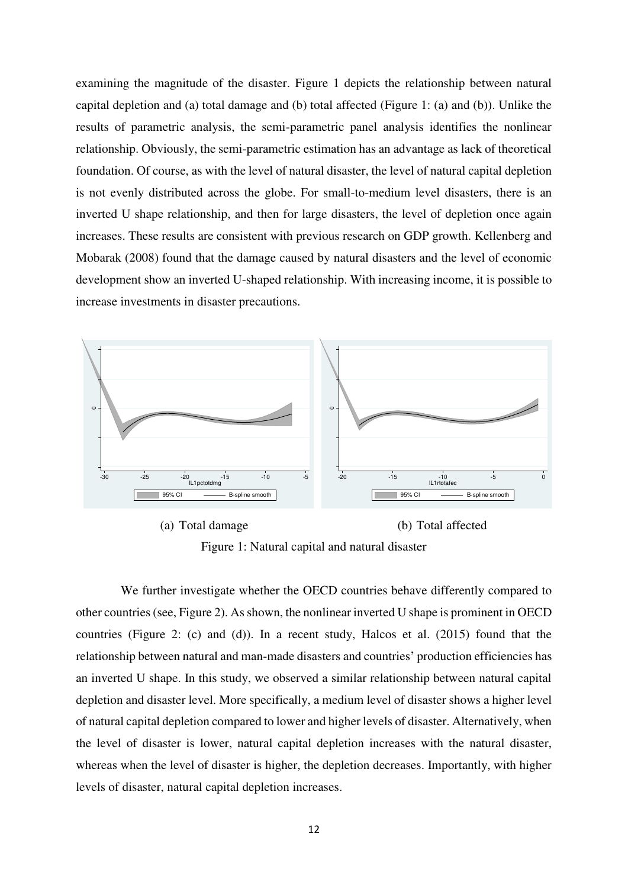examining the magnitude of the disaster. Figure 1 depicts the relationship between natural capital depletion and (a) total damage and (b) total affected (Figure 1: (a) and (b)). Unlike the results of parametric analysis, the semi-parametric panel analysis identifies the nonlinear relationship. Obviously, the semi-parametric estimation has an advantage as lack of theoretical foundation. Of course, as with the level of natural disaster, the level of natural capital depletion is not evenly distributed across the globe. For small-to-medium level disasters, there is an inverted U shape relationship, and then for large disasters, the level of depletion once again increases. These results are consistent with previous research on GDP growth. Kellenberg and Mobarak (2008) found that the damage caused by natural disasters and the level of economic development show an inverted U-shaped relationship. With increasing income, it is possible to increase investments in disaster precautions.

(a) Total damage (b) Total affected

Figure 1: Natural capital and natural disaster

We further investigate whether the OECD countries behave differently compared to other countries (see, Figure 2). As shown, the nonlinear inverted U shape is prominent in OECD countries (Figure 2: (c) and (d)). In a recent study, Halcos et al. (2015) found that the relationship between natural and man-made disasters and countries' production efficiencies has an inverted U shape. In this study, we observed a similar relationship between natural capital depletion and disaster level. More specifically, a medium level of disaster shows a higher level of natural capital depletion compared to lower and higher levels of disaster. Alternatively, when the level of disaster is lower, natural capital depletion increases with the natural disaster, whereas when the level of disaster is higher, the depletion decreases. Importantly, with higher levels of disaster, natural capital depletion increases.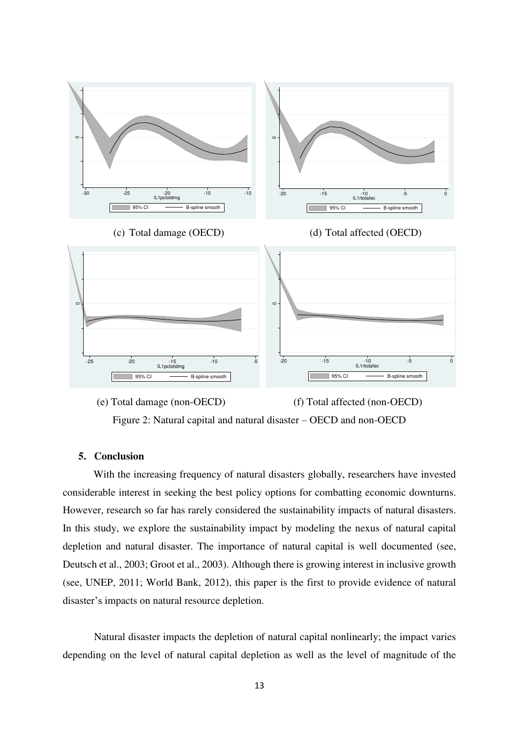(c) Total damage (OECD)

(d) Total affected (OECD)

(e) Total damage (non-OECD)

(f) Total affected (non-OECD)

Figure 2: Natural capital and natural disaster – OECD and non-OECD

## 5. Conclusion

With the increasing frequency of natural disasters globally, researchers have invested considerable interest in seeking the best policy options for combatting economic downturns. However, research so far has rarely considered the sustainability impacts of natural disasters. In this study, we explore the sustainability impact by modeling the nexus of natural capital depletion and natural disaster. The importance of natural capital is well documented (see, Deutsch et al., 2003; Groot et al., 2003). Although there is growing interest in inclusive growth (see, UNEP, 2011; World Bank, 2012), this paper is the first to provide evidence of natural disaster's impacts on natural resource depletion.

Natural disaster impacts the depletion of natural capital nonlinearly; the impact varies depending on the level of natural capital depletion as well as the level of magnitude of the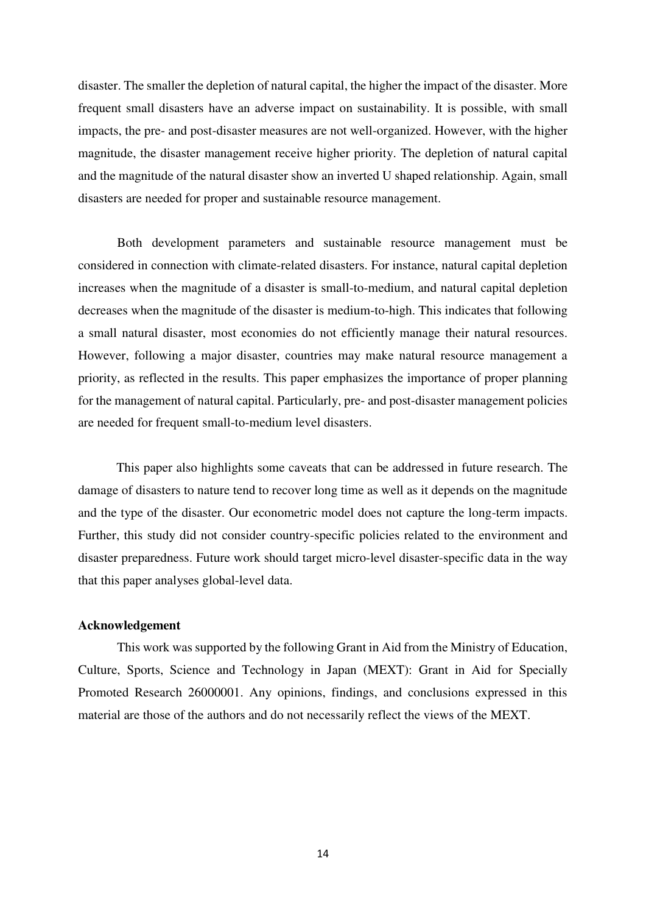disaster. The smaller the depletion of natural capital, the higher the impact of the disaster. More frequent small disasters have an adverse impact on sustainability. It is possible, with small impacts, the pre- and post-disaster measures are not well-organized. However, with the higher magnitude, the disaster management receive higher priority. The depletion of natural capital and the magnitude of the natural disaster show an inverted U shaped relationship. Again, small disasters are needed for proper and sustainable resource management.

Both development parameters and sustainable resource management must be considered in connection with climate-related disasters. For instance, natural capital depletion increases when the magnitude of a disaster is small-to-medium, and natural capital depletion decreases when the magnitude of the disaster is medium-to-high. This indicates that following a small natural disaster, most economies do not efficiently manage their natural resources. However, following a major disaster, countries may make natural resource management a priority, as reflected in the results. This paper emphasizes the importance of proper planning for the management of natural capital. Particularly, pre- and post-disaster management policies are needed for frequent small-to-medium level disasters.

This paper also highlights some caveats that can be addressed in future research. The damage of disasters to nature tend to recover long time as well as it depends on the magnitude and the type of the disaster. Our econometric model does not capture the long-term impacts. Further, this study did not consider country-specific policies related to the environment and disaster preparedness. Future work should target micro-level disaster-specific data in the way that this paper analyses global-level data.

**Acknowledgement**

This work was supported by the following Grant in Aid from the Ministry of Education, Culture, Sports, Science and Technology in Japan (MEXT): Grant in Aid for Specially Promoted Research 26000001. Any opinions, findings, and conclusions expressed in this material are those of the authors and do not necessarily reflect the views of the MEXT.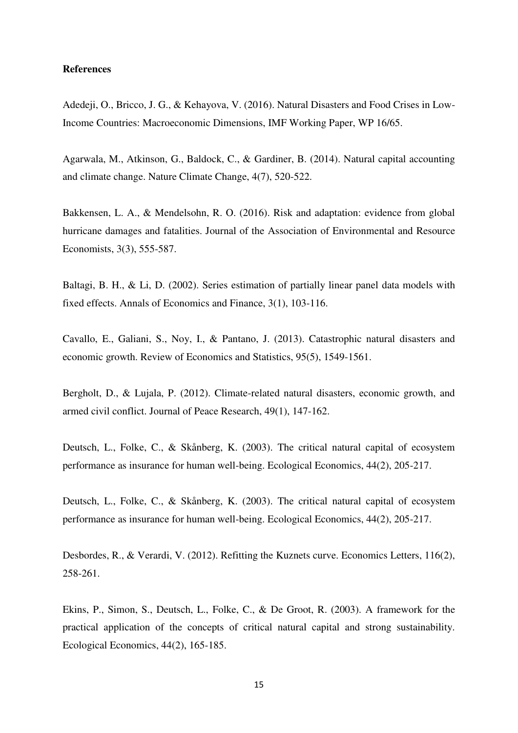**References**

Adedeji, O., Bricco, J. G., & Kehayova, V. (2016). Natural Disasters and Food Crises in Low-Income Countries: Macroeconomic Dimensions, IMF Working Paper, WP 16/65.

Agarwala, M., Atkinson, G., Baldock, C., & Gardiner, B. (2014). Natural capital accounting and climate change. Nature Climate Change, 4(7), 520-522.

Bakkensen, L. A., & Mendelsohn, R. O. (2016). Risk and adaptation: evidence from global hurricane damages and fatalities. Journal of the Association of Environmental and Resource Economists, 3(3), 555-587.

Baltagi, B. H., & Li, D. (2002). Series estimation of partially linear panel data models with fixed effects. Annals of Economics and Finance, 3(1), 103-116.

Cavallo, E., Galiani, S., Noy, I., & Pantano, J. (2013). Catastrophic natural disasters and economic growth. Review of Economics and Statistics, 95(5), 1549-1561.

Bergholt, D., & Lujala, P. (2012). Climate-related natural disasters, economic growth, and armed civil conflict. Journal of Peace Research, 49(1), 147-162.

Deutsch, L., Folke, C., & Skånberg, K. (2003). The critical natural capital of ecosystem performance as insurance for human well-being. Ecological Economics, 44(2), 205-217.

Deutsch, L., Folke, C., & Skånberg, K. (2003). The critical natural capital of ecosystem performance as insurance for human well-being. Ecological Economics, 44(2), 205-217.

Desbordes, R., & Verardi, V. (2012). Refitting the Kuznets curve. Economics Letters, 116(2), 258-261.

Ekins, P., Simon, S., Deutsch, L., Folke, C., & De Groot, R. (2003). A framework for the practical application of the concepts of critical natural capital and strong sustainability. Ecological Economics, 44(2), 165-185.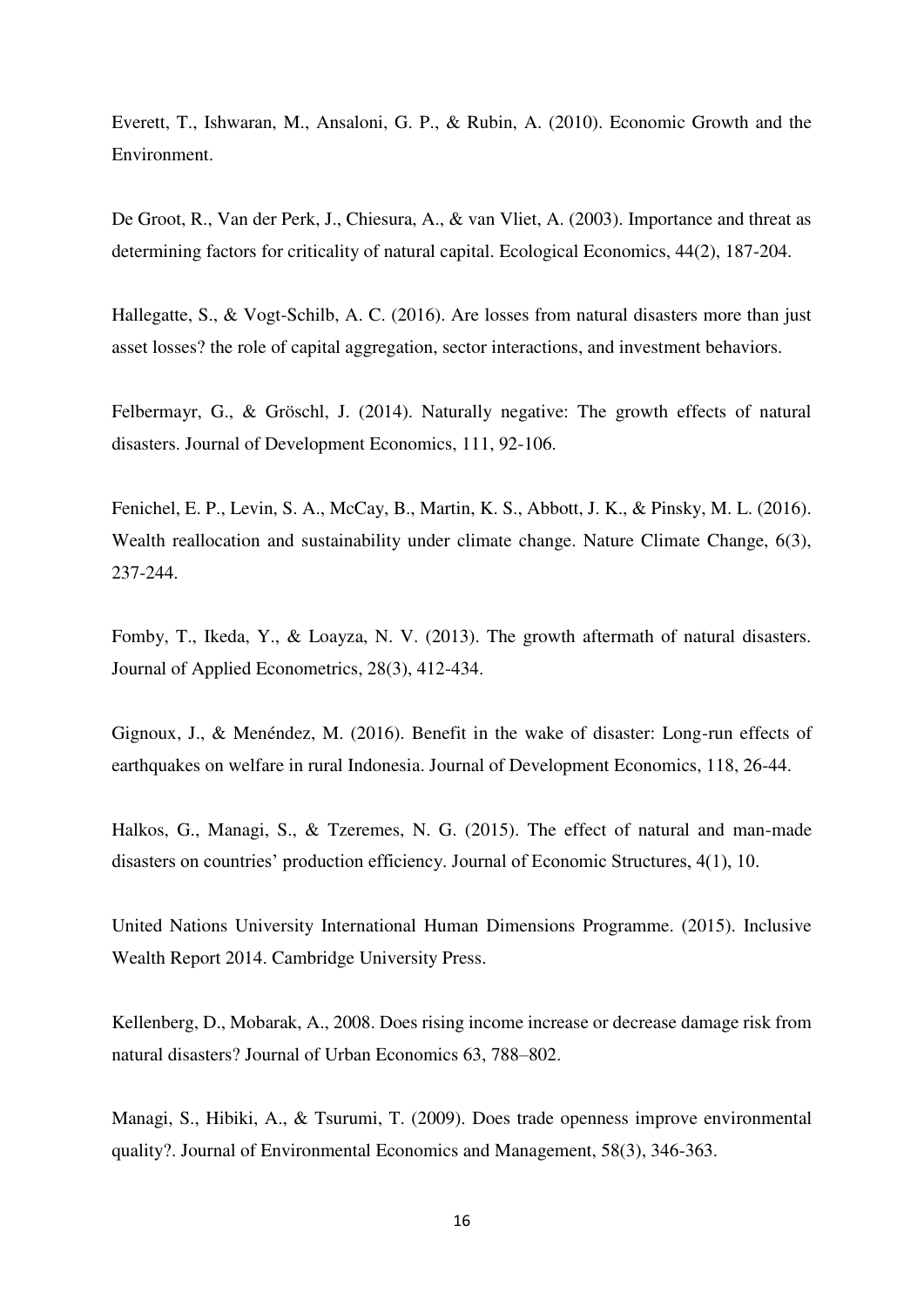Everett, T., Ishwaran, M., Ansaloni, G. P., & Rubin, A. (2010). Economic Growth and the Environment.

De Groot, R., Van der Perk, J., Chiesura, A., & van Vliet, A. (2003). Importance and threat as determining factors for criticality of natural capital. Ecological Economics, 44(2), 187-204.

Hallegatte, S., & Vogt-Schilb, A. C. (2016). Are losses from natural disasters more than just asset losses? the role of capital aggregation, sector interactions, and investment behaviors.

Felbermayr, G., & Gröschl, J. (2014). Naturally negative: The growth effects of natural disasters. Journal of Development Economics, 111, 92-106.

Fenichel, E. P., Levin, S. A., McCay, B., Martin, K. S., Abbott, J. K., & Pinsky, M. L. (2016). Wealth reallocation and sustainability under climate change. Nature Climate Change, 6(3), 237-244.

Fomby, T., Ikeda, Y., & Loayza, N. V. (2013). The growth aftermath of natural disasters. Journal of Applied Econometrics, 28(3), 412-434.

Gignoux, J., & Menéndez, M. (2016). Benefit in the wake of disaster: Long-run effects of earthquakes on welfare in rural Indonesia. Journal of Development Economics, 118, 26-44.

Halkos, G., Managi, S., & Tzeremes, N. G. (2015). The effect of natural and man-made disasters on countries' production efficiency. Journal of Economic Structures, 4(1), 10.

United Nations University International Human Dimensions Programme. (2015). Inclusive Wealth Report 2014. Cambridge University Press.

Kellenberg, D., Mobarak, A., 2008. Does rising income increase or decrease damage risk from natural disasters? Journal of Urban Economics 63, 788–802.

Managi, S., Hibiki, A., & Tsurumi, T. (2009). Does trade openness improve environmental quality?. Journal of Environmental Economics and Management, 58(3), 346-363.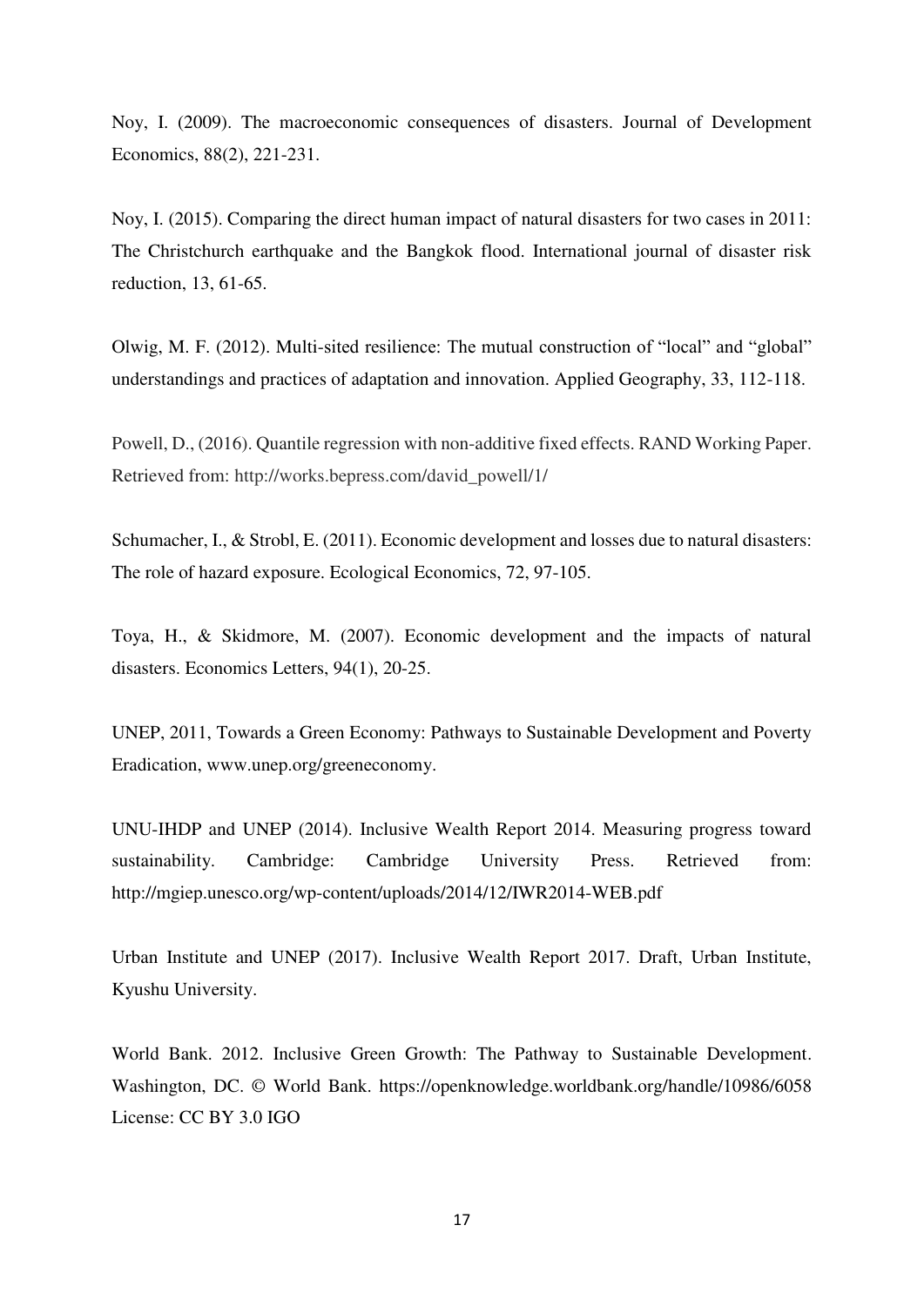Noy, I. (2009). The macroeconomic consequences of disasters. Journal of Development Economics, 88(2), 221-231.

Noy, I. (2015). Comparing the direct human impact of natural disasters for two cases in 2011: The Christchurch earthquake and the Bangkok flood. International journal of disaster risk reduction, 13, 61-65.

Olwig, M. F. (2012). Multi-sited resilience: The mutual construction of "local" and "global" understandings and practices of adaptation and innovation. Applied Geography, 33, 112-118.

Powell, D., (2016). Quantile regression with non-additive fixed effects. RAND Working Paper. Retrieved from: http://works.bepress.com/david_powell/1/

Schumacher, I., & Strobl, E. (2011). Economic development and losses due to natural disasters: The role of hazard exposure. Ecological Economics, 72, 97-105.

Toya, H., & Skidmore, M. (2007). Economic development and the impacts of natural disasters. Economics Letters, 94(1), 20-25.

UNEP, 2011, Towards a Green Economy: Pathways to Sustainable Development and Poverty Eradication, www.unep.org/greeneconomy.

UNU-IHDP and UNEP (2014). Inclusive Wealth Report 2014. Measuring progress toward sustainability. Cambridge: Cambridge University Press. Retrieved from: http://mgiep.unesco.org/wp-content/uploads/2014/12/IWR2014-WEB.pdf

Urban Institute and UNEP (2017). Inclusive Wealth Report 2017. Draft, Urban Institute, Kyushu University.

World Bank. 2012. Inclusive Green Growth: The Pathway to Sustainable Development. Washington, DC. © World Bank. https://openknowledge.worldbank.org/handle/10986/6058 License: CC BY 3.0 IGO